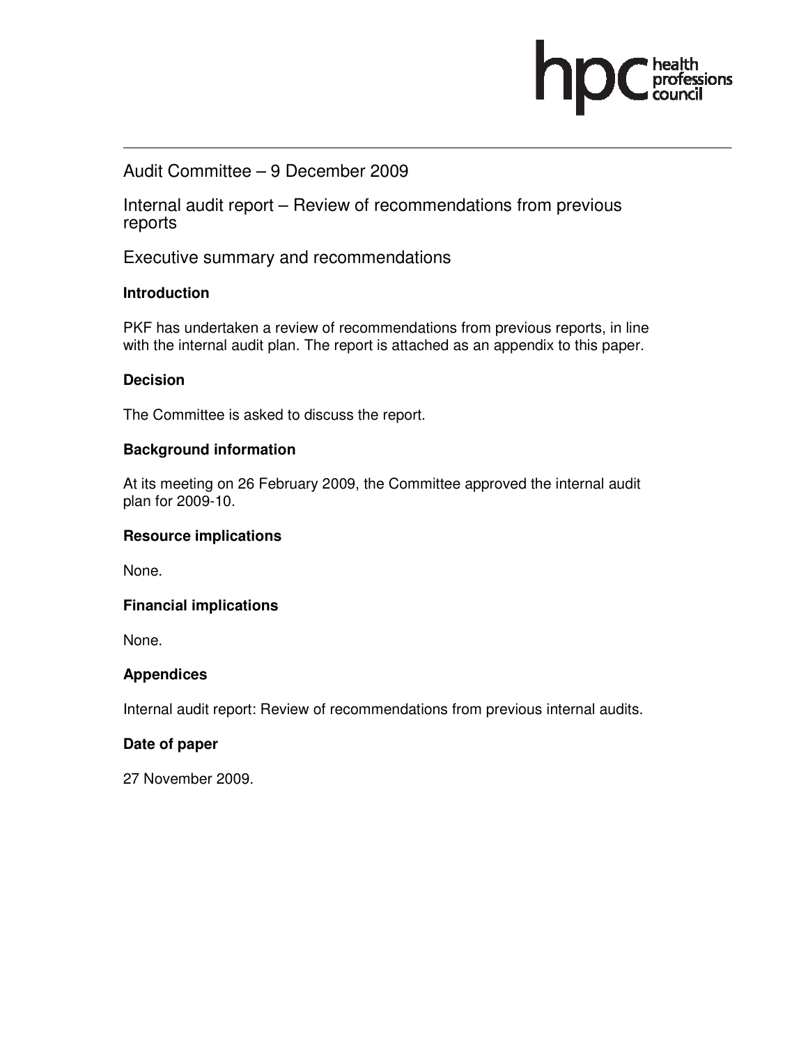Audit Committee – 9 December 2009

# Internal audit report – Review of recommendations from previous reports

## Executive summary and recommendations

### Introduction

PKF has undertaken a review of recommendations from previous reports, in line with the internal audit plan. The report is attached as an appendix to this paper.

### Decision

The Committee is asked to discuss the report.

### Background information

At its meeting on 26 February 2009, the Committee approved the internal audit plan for 2009-10.

### Resource implications

None.

### Financial implications

None.

### Appendices

Internal audit report: Review of recommendations from previous internal audits.

### Date of paper

27 November 2009.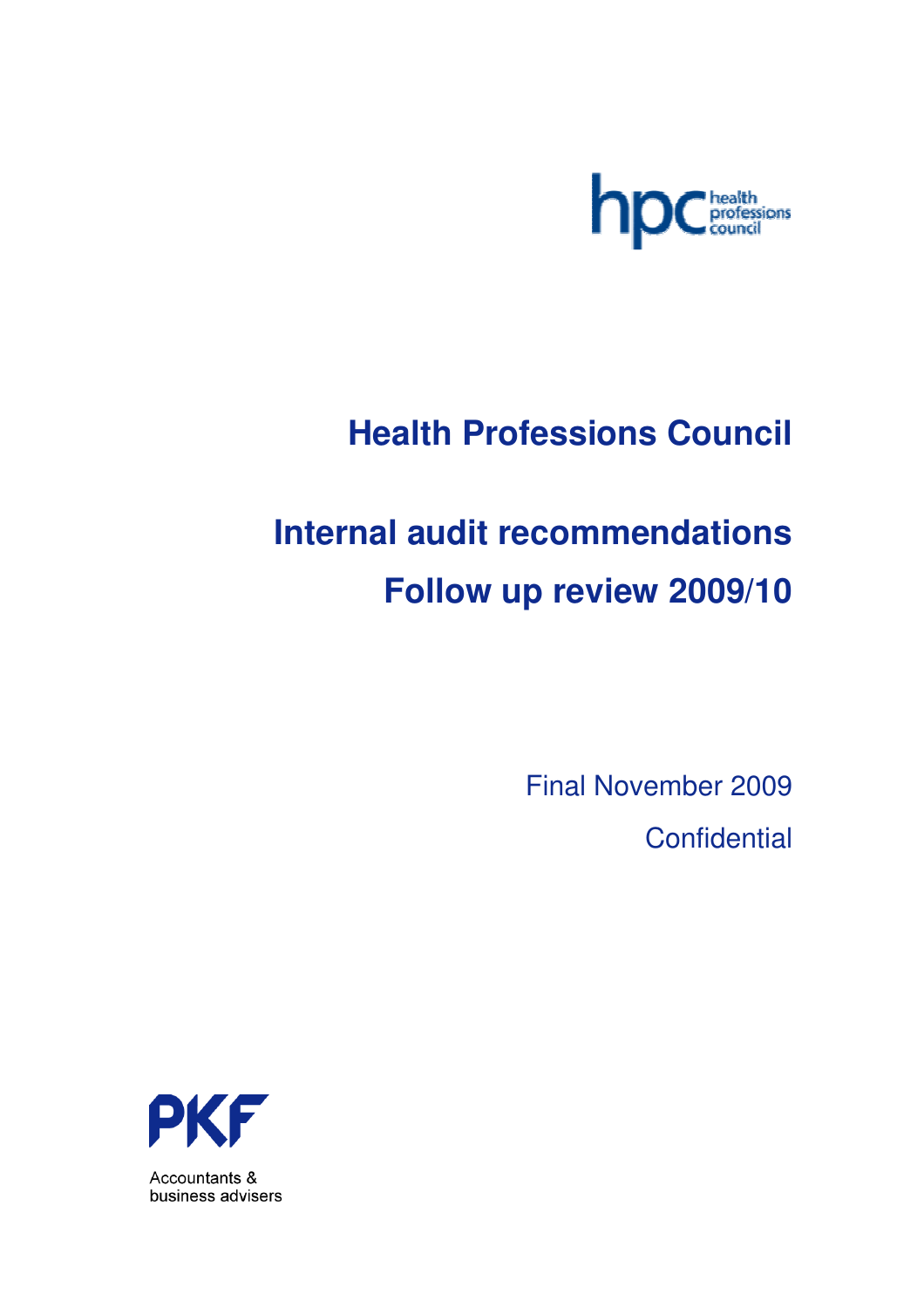# Health Professions Council

# Internal audit recommendations

# Follow up review 2009/10

Final November 2009

Confidential

**PKF**

Accountants & business advisers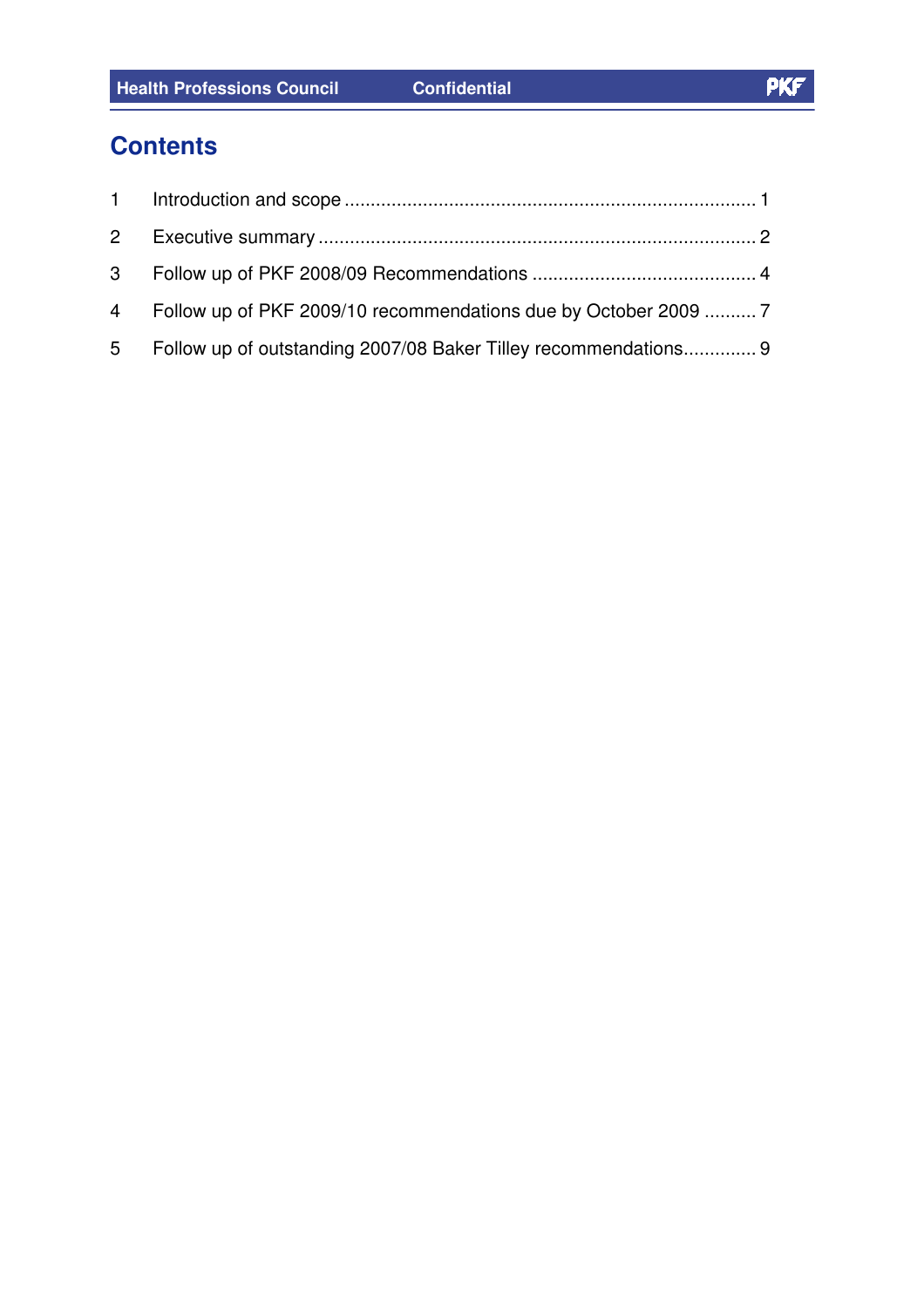# Contents

| | | |
|---|---|---|
| 1 | Introduction and scope | 1 |
| 2 | Executive summary | 2 |
| 3 | Follow up of PKF 2008/09 Recommendations | 4 |
| 4 | Follow up of PKF 2009/10 recommendations due by October 2009 | 7 |
| 5 | Follow up of outstanding 2007/08 Baker Tilley recommendations | 9 |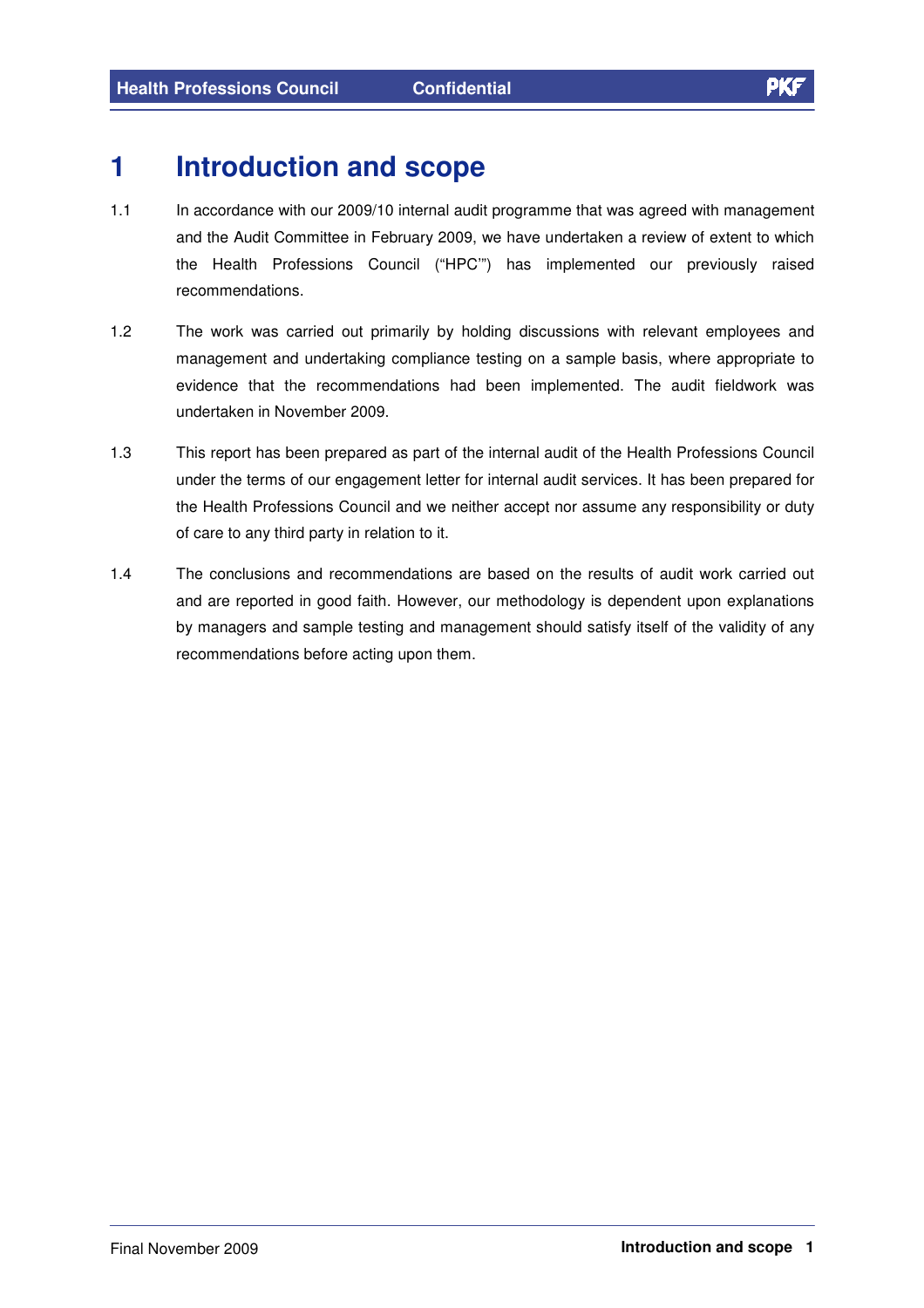# 1 Introduction and scope

1.1 In accordance with our 2009/10 internal audit programme that was agreed with management and the Audit Committee in February 2009, we have undertaken a review of extent to which the Health Professions Council ("HPC'") has implemented our previously raised recommendations.

1.2 The work was carried out primarily by holding discussions with relevant employees and management and undertaking compliance testing on a sample basis, where appropriate to evidence that the recommendations had been implemented. The audit fieldwork was undertaken in November 2009.

1.3 This report has been prepared as part of the internal audit of the Health Professions Council under the terms of our engagement letter for internal audit services. It has been prepared for the Health Professions Council and we neither accept nor assume any responsibility or duty of care to any third party in relation to it.

1.4 The conclusions and recommendations are based on the results of audit work carried out and are reported in good faith. However, our methodology is dependent upon explanations by managers and sample testing and management should satisfy itself of the validity of any recommendations before acting upon them.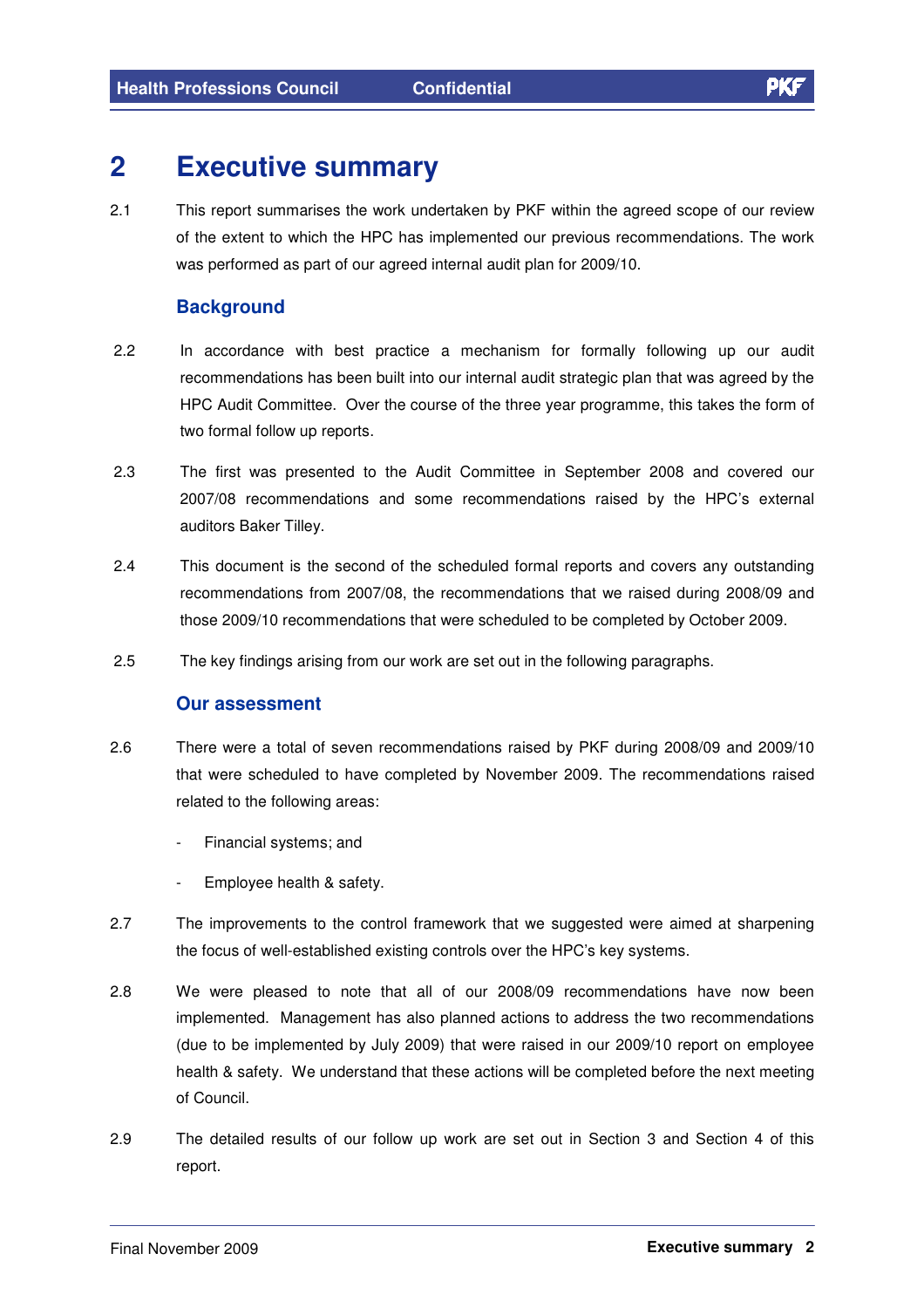# 2 Executive summary

2.1 This report summarises the work undertaken by PKF within the agreed scope of our review of the extent to which the HPC has implemented our previous recommendations. The work was performed as part of our agreed internal audit plan for 2009/10.

### Background

2.2 In accordance with best practice a mechanism for formally following up our audit recommendations has been built into our internal audit strategic plan that was agreed by the HPC Audit Committee. Over the course of the three year programme, this takes the form of two formal follow up reports.

2.3 The first was presented to the Audit Committee in September 2008 and covered our 2007/08 recommendations and some recommendations raised by the HPC's external auditors Baker Tilley.

2.4 This document is the second of the scheduled formal reports and covers any outstanding recommendations from 2007/08, the recommendations that we raised during 2008/09 and those 2009/10 recommendations that were scheduled to be completed by October 2009.

2.5 The key findings arising from our work are set out in the following paragraphs.

### Our assessment

2.6 There were a total of seven recommendations raised by PKF during 2008/09 and 2009/10 that were scheduled to have completed by November 2009. The recommendations raised related to the following areas:

- Financial systems; and
- Employee health & safety.

2.7 The improvements to the control framework that we suggested were aimed at sharpening the focus of well-established existing controls over the HPC's key systems.

2.8 We were pleased to note that all of our 2008/09 recommendations have now been implemented. Management has also planned actions to address the two recommendations (due to be implemented by July 2009) that were raised in our 2009/10 report on employee health & safety. We understand that these actions will be completed before the next meeting of Council.

2.9 The detailed results of our follow up work are set out in Section 3 and Section 4 of this report.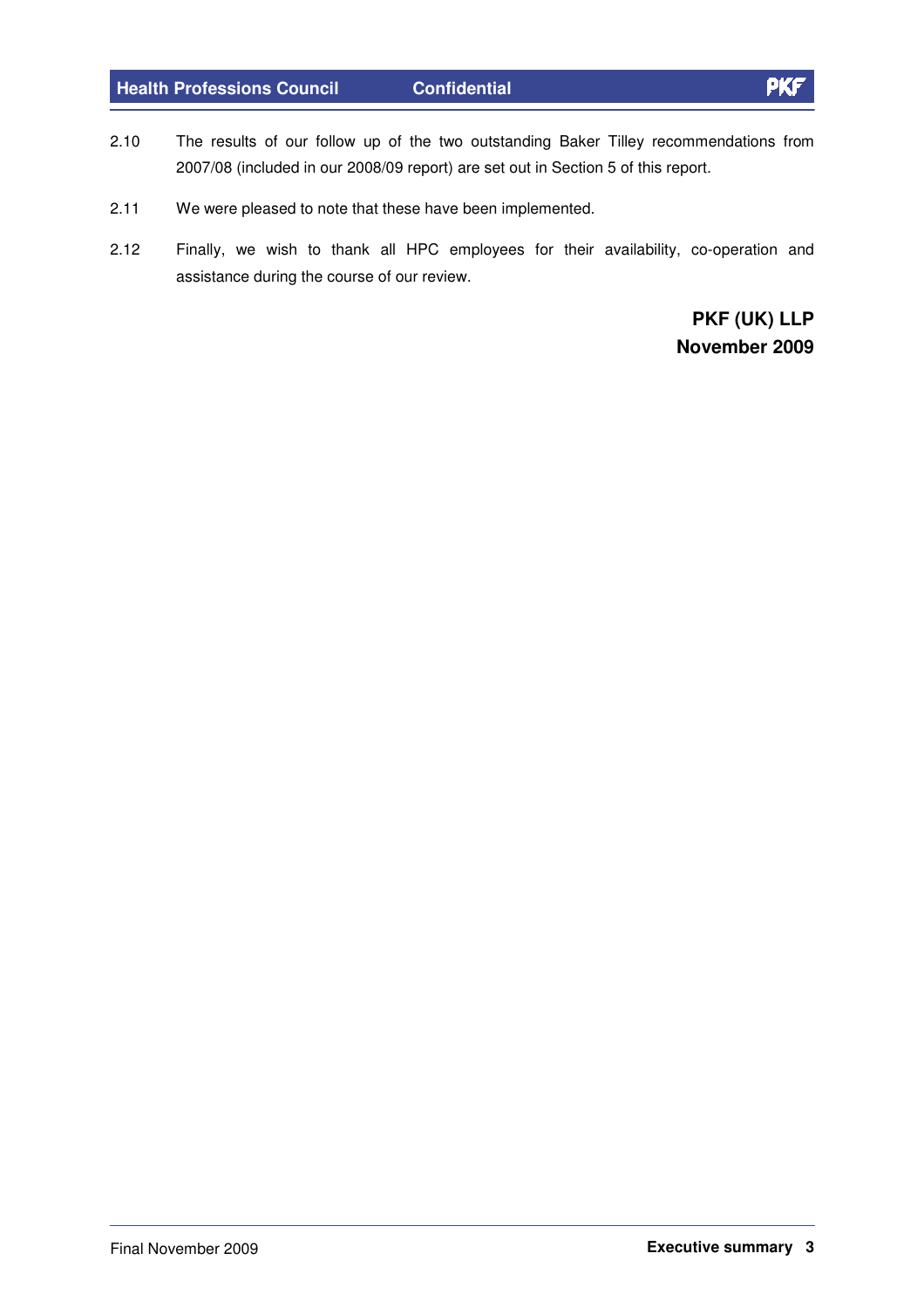2.10 The results of our follow up of the two outstanding Baker Tilley recommendations from 2007/08 (included in our 2008/09 report) are set out in Section 5 of this report.

2.11 We were pleased to note that these have been implemented.

2.12 Finally, we wish to thank all HPC employees for their availability, co-operation and assistance during the course of our review.

**PKF (UK) LLP**
**November 2009**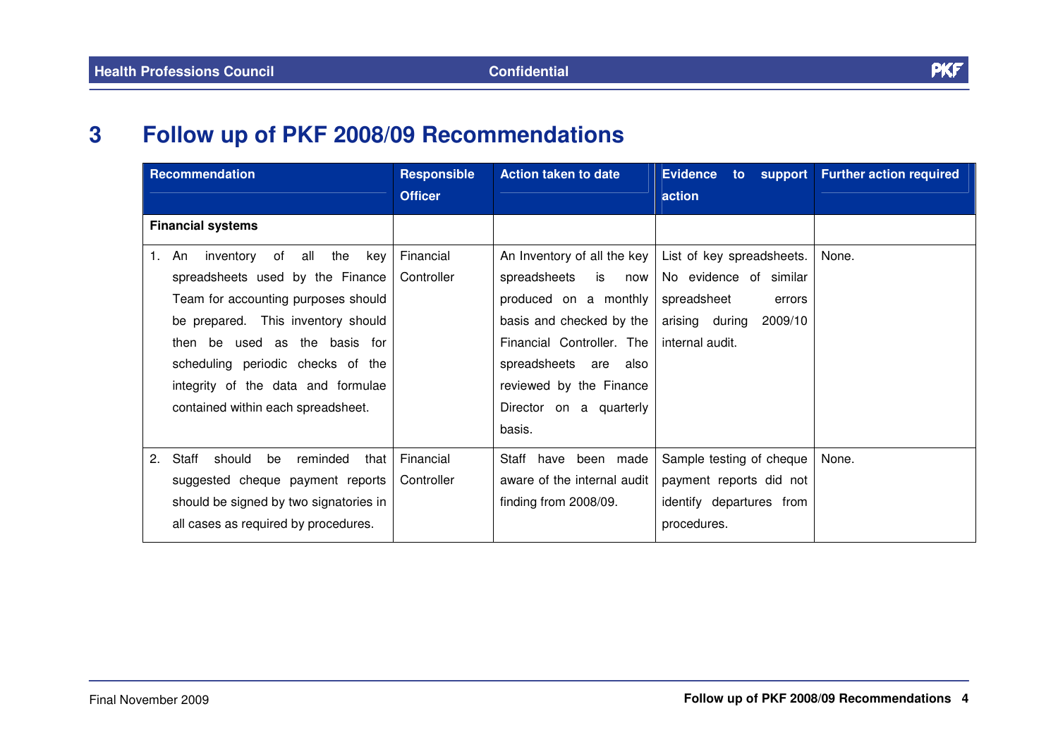# 3 Follow up of PKF 2008/09 Recommendations

| Recommendation | Responsible Officer | Action taken to date | Evidence to support action | Further action required |
|---|---|---|---|---|
| **Financial systems** | | | | |
| 1. An inventory of all the key spreadsheets used by the Finance Team for accounting purposes should be prepared. This inventory should then be used as the basis for scheduling periodic checks of the integrity of the data and formulae contained within each spreadsheet. | Financial Controller | An Inventory of all the key spreadsheets is now produced on a monthly basis and checked by the Financial Controller. The spreadsheets are also reviewed by the Finance Director on a quarterly basis. | List of key spreadsheets. No evidence of similar spreadsheet errors arising during 2009/10 internal audit. | None. |
| 2. Staff should be reminded that suggested cheque payment reports should be signed by two signatories in all cases as required by procedures. | Financial Controller | Staff have been made aware of the internal audit finding from 2008/09. | Sample testing of cheque payment reports did not identify departures from procedures. | None. |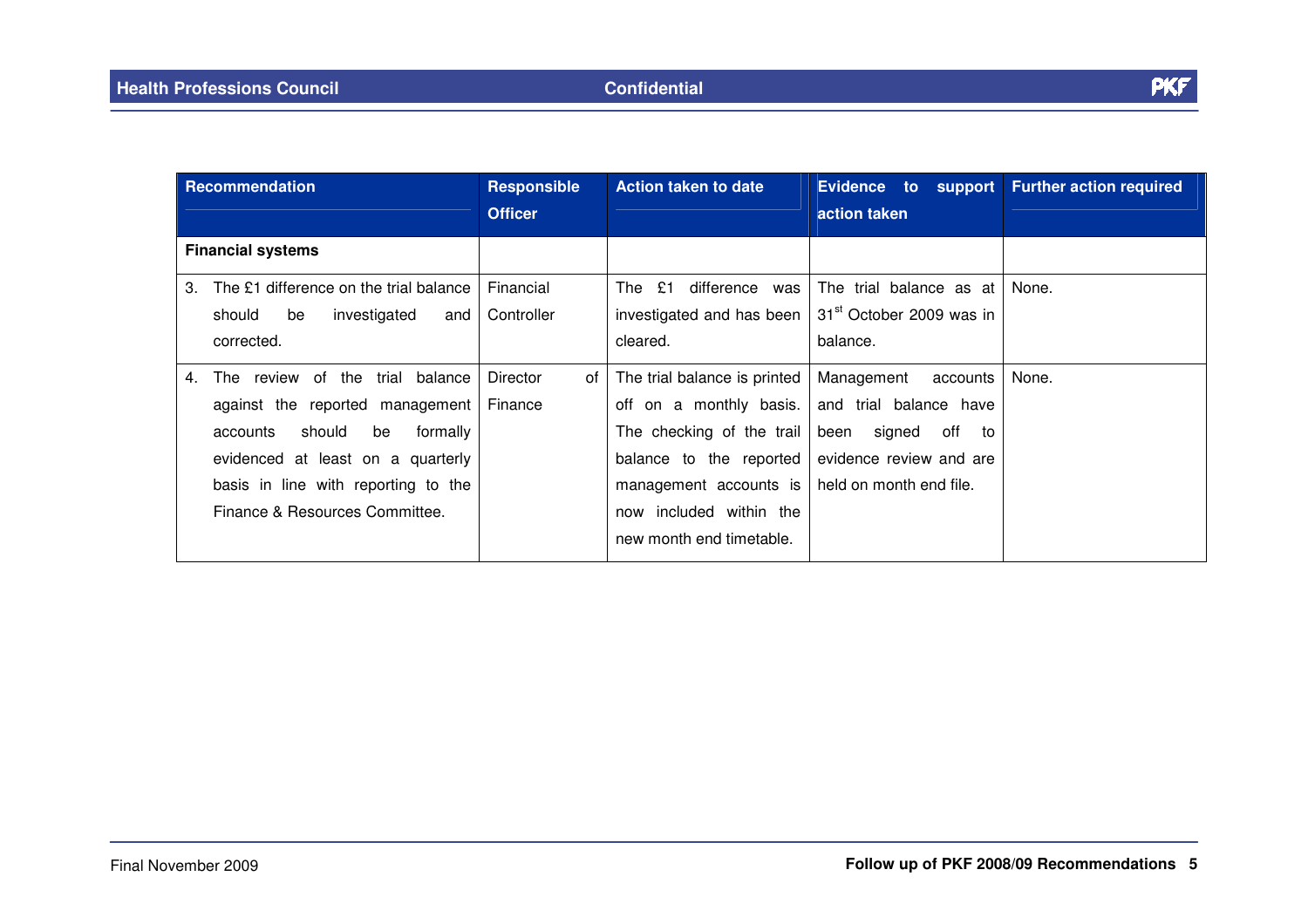| Recommendation | Responsible Officer | Action taken to date | Evidence to support action taken | Further action required |
|---|---|---|---|---|
| **Financial systems** | | | | |
| 3. The £1 difference on the trial balance should be investigated and corrected. | Financial Controller | The £1 difference was investigated and has been cleared. | The trial balance as at 31st October 2009 was in balance. | None. |
| 4. The review of the trial balance against the reported management accounts should be formally evidenced at least on a quarterly basis in line with reporting to the Finance & Resources Committee. | Director of Finance | The trial balance is printed off on a monthly basis. The checking of the trail balance to the reported management accounts is now included within the new month end timetable. | Management accounts and trial balance have been signed off to evidence review and are held on month end file. | None. |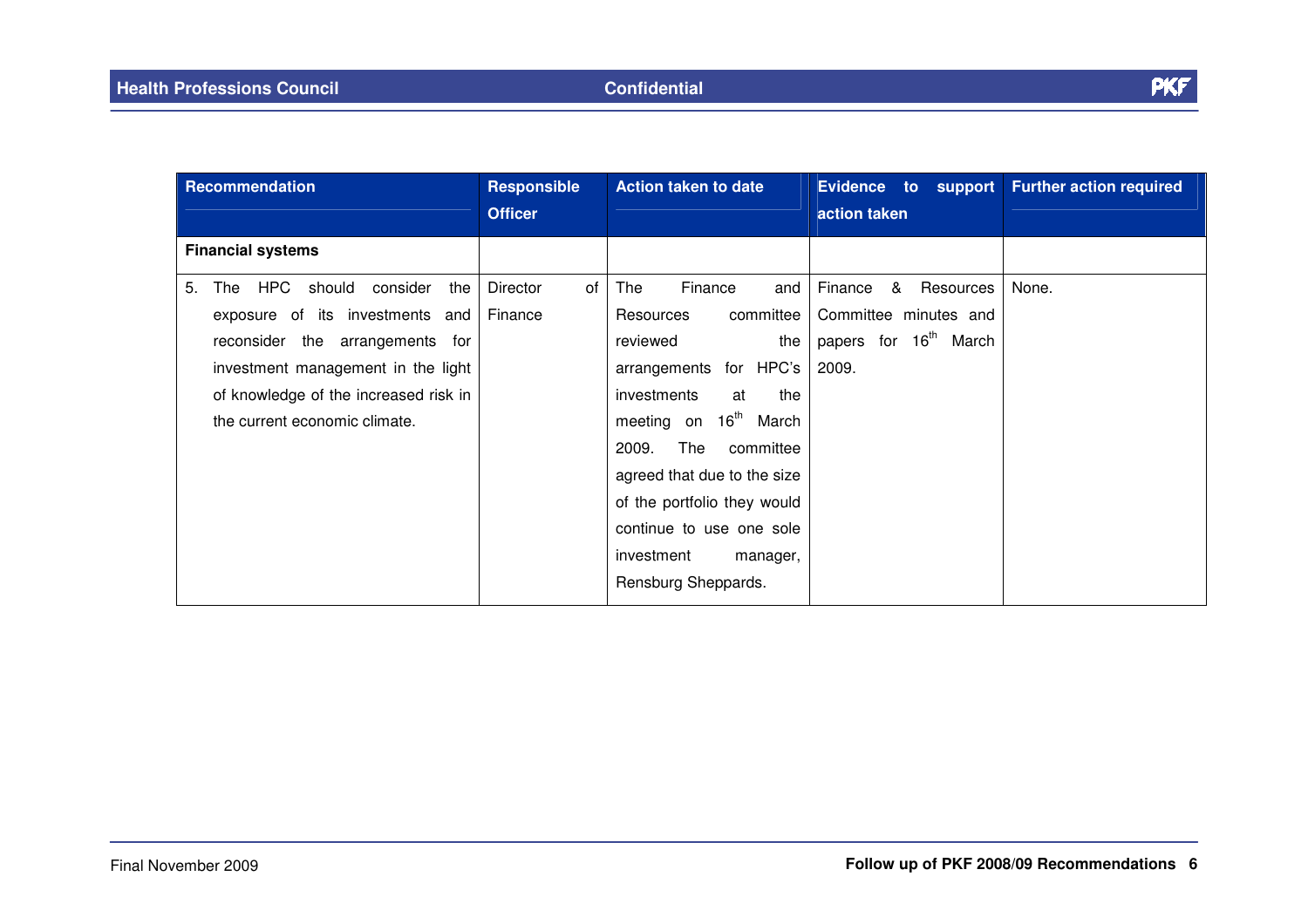| Recommendation | Responsible Officer | Action taken to date | Evidence to support action taken | Further action required |
|---|---|---|---|---|
| **Financial systems** | | | | |
| 5. The HPC should consider the exposure of its investments and reconsider the arrangements for investment management in the light of knowledge of the increased risk in the current economic climate. | Director of Finance | The Finance and Resources committee reviewed the arrangements for HPC's investments at the meeting on 16th March 2009. The committee agreed that due to the size of the portfolio they would continue to use one sole investment manager, Rensburg Sheppards. | Finance & Resources Committee minutes and papers for 16th March 2009. | None. |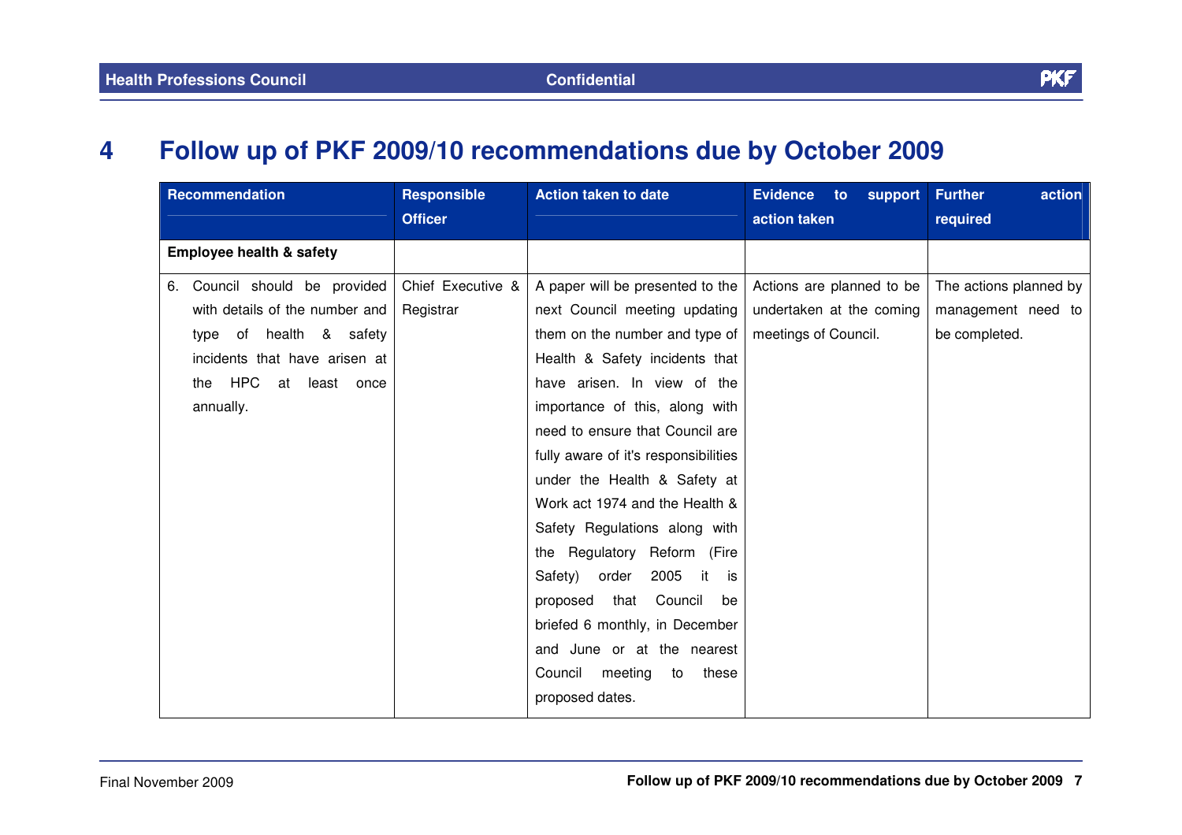# 4 Follow up of PKF 2009/10 recommendations due by October 2009

| Recommendation | Responsible Officer | Action taken to date | Evidence to support action taken | Further action required |
|---|---|---|---|---|
| **Employee health & safety** | | | | |
| 6. Council should be provided with details of the number and type of health & safety incidents that have arisen at the HPC at least once annually. | Chief Executive & Registrar | A paper will be presented to the next Council meeting updating them on the number and type of Health & Safety incidents that have arisen. In view of the importance of this, along with need to ensure that Council are fully aware of it's responsibilities under the Health & Safety at Work act 1974 and the Health & Safety Regulations along with the Regulatory Reform (Fire Safety) order 2005 it is proposed that Council be briefed 6 monthly, in December and June or at the nearest Council meeting to these proposed dates. | Actions are planned to be undertaken at the coming meetings of Council. | The actions planned by management need to be completed. |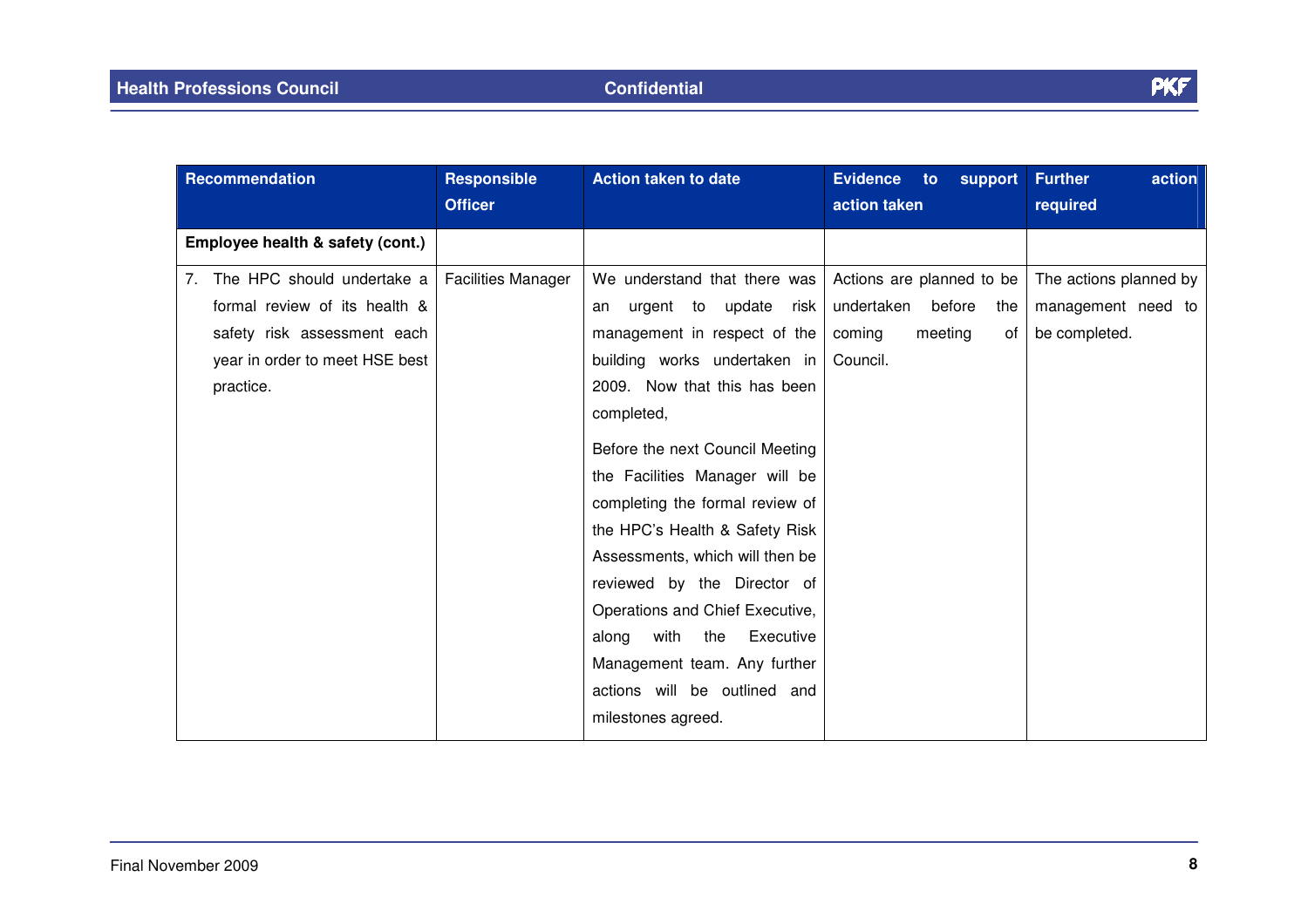| Recommendation | Responsible Officer | Action taken to date | Evidence to support action taken | Further action required |
|---|---|---|---|---|
| **Employee health & safety (cont.)** | | | | |
| 7. The HPC should undertake a formal review of its health & safety risk assessment each year in order to meet HSE best practice. | Facilities Manager | We understand that there was an urgent to update risk management in respect of the building works undertaken in 2009. Now that this has been completed,<br><br>Before the next Council Meeting the Facilities Manager will be completing the formal review of the HPC's Health & Safety Risk Assessments, which will then be reviewed by the Director of Operations and Chief Executive, along with the Executive Management team. Any further actions will be outlined and milestones agreed. | Actions are planned to be undertaken before the coming meeting of Council. | The actions planned by management need to be completed. |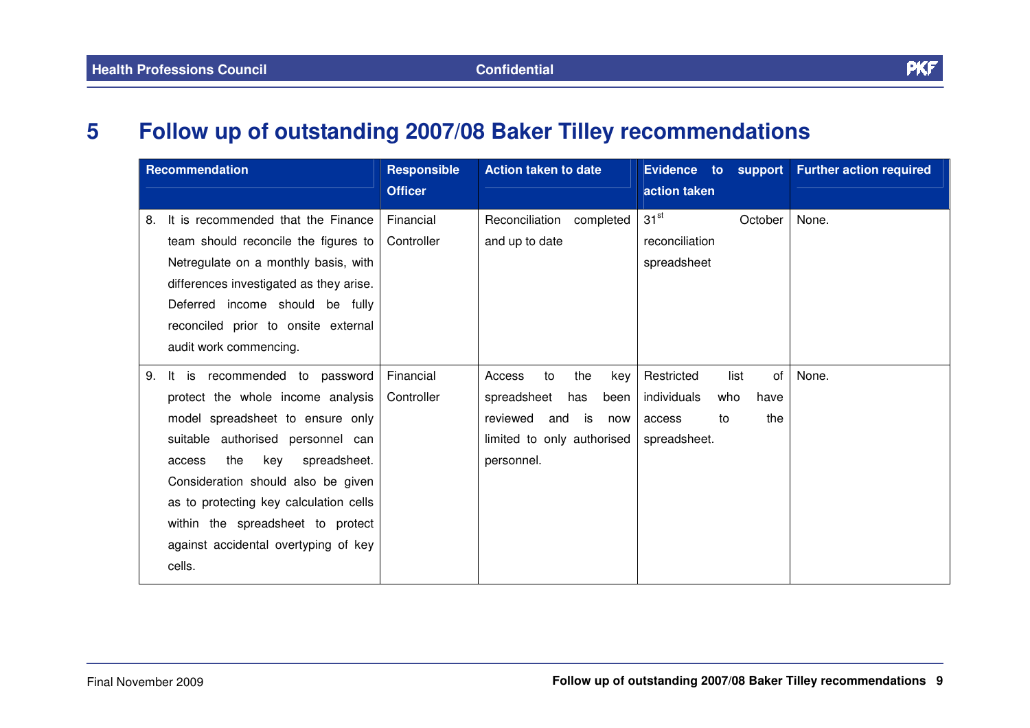# 5 Follow up of outstanding 2007/08 Baker Tilley recommendations

| Recommendation | Responsible Officer | Action taken to date | Evidence to support action taken | Further action required |
|---|---|---|---|---|
| 8. It is recommended that the Finance team should reconcile the figures to Netregulate on a monthly basis, with differences investigated as they arise. Deferred income should be fully reconciled prior to onsite external audit work commencing. | Financial Controller | Reconciliation completed and up to date | 31st October reconciliation spreadsheet | None. |
| 9. It is recommended to password protect the whole income analysis model spreadsheet to ensure only suitable authorised personnel can access the key spreadsheet. Consideration should also be given as to protecting key calculation cells within the spreadsheet to protect against accidental overtyping of key cells. | Financial Controller | Access to the key spreadsheet has been reviewed and is now limited to only authorised personnel. | Restricted list of individuals who have access to the spreadsheet. | None. |